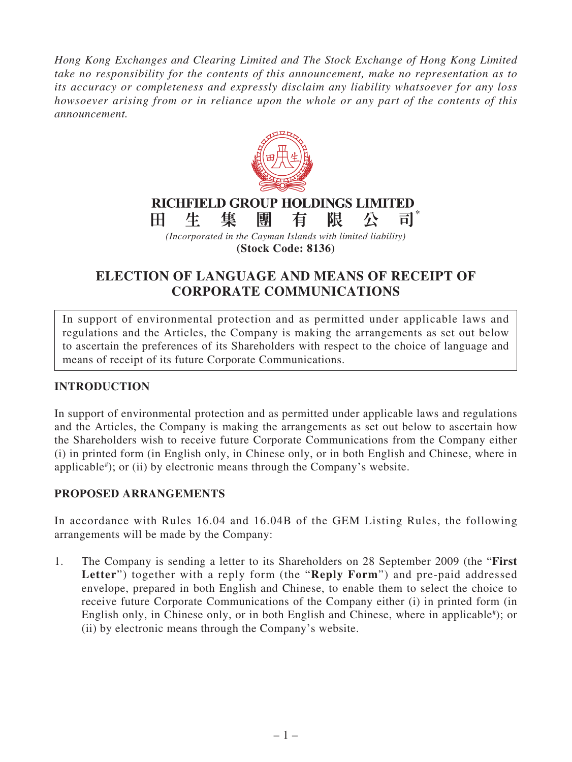*Hong Kong Exchanges and Clearing Limited and The Stock Exchange of Hong Kong Limited take no responsibility for the contents of this announcement, make no representation as to its accuracy or completeness and expressly disclaim any liability whatsoever for any loss howsoever arising from or in reliance upon the whole or any part of the contents of this announcement.*

**RICHFIELD GROUP HOLDINGS LIMITED**
**田 生 集 團 有 限 公 司***

*(Incorporated in the Cayman Islands with limited liability)*
**(Stock Code: 8136)**

# ELECTION OF LANGUAGE AND MEANS OF RECEIPT OF CORPORATE COMMUNICATIONS

In support of environmental protection and as permitted under applicable laws and regulations and the Articles, the Company is making the arrangements as set out below to ascertain the preferences of its Shareholders with respect to the choice of language and means of receipt of its future Corporate Communications.

## INTRODUCTION

In support of environmental protection and as permitted under applicable laws and regulations and the Articles, the Company is making the arrangements as set out below to ascertain how the Shareholders wish to receive future Corporate Communications from the Company either (i) in printed form (in English only, in Chinese only, or in both English and Chinese, where in applicable#); or (ii) by electronic means through the Company's website.

## PROPOSED ARRANGEMENTS

In accordance with Rules 16.04 and 16.04B of the GEM Listing Rules, the following arrangements will be made by the Company:

1. The Company is sending a letter to its Shareholders on 28 September 2009 (the "**First Letter**") together with a reply form (the "**Reply Form**") and pre-paid addressed envelope, prepared in both English and Chinese, to enable them to select the choice to receive future Corporate Communications of the Company either (i) in printed form (in English only, in Chinese only, or in both English and Chinese, where in applicable#); or (ii) by electronic means through the Company's website.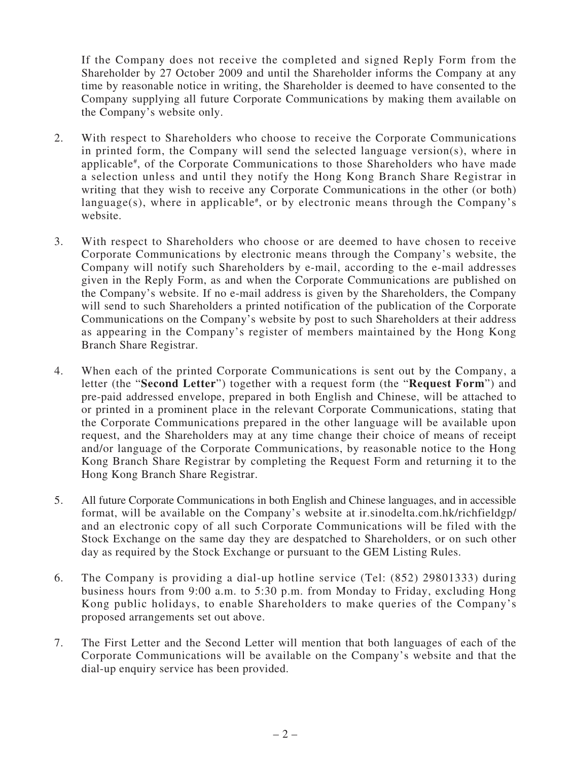If the Company does not receive the completed and signed Reply Form from the Shareholder by 27 October 2009 and until the Shareholder informs the Company at any time by reasonable notice in writing, the Shareholder is deemed to have consented to the Company supplying all future Corporate Communications by making them available on the Company's website only.

2. With respect to Shareholders who choose to receive the Corporate Communications in printed form, the Company will send the selected language version(s), where in applicable#, of the Corporate Communications to those Shareholders who have made a selection unless and until they notify the Hong Kong Branch Share Registrar in writing that they wish to receive any Corporate Communications in the other (or both) language(s), where in applicable#, or by electronic means through the Company's website.

3. With respect to Shareholders who choose or are deemed to have chosen to receive Corporate Communications by electronic means through the Company's website, the Company will notify such Shareholders by e-mail, according to the e-mail addresses given in the Reply Form, as and when the Corporate Communications are published on the Company's website. If no e-mail address is given by the Shareholders, the Company will send to such Shareholders a printed notification of the publication of the Corporate Communications on the Company's website by post to such Shareholders at their address as appearing in the Company's register of members maintained by the Hong Kong Branch Share Registrar.

4. When each of the printed Corporate Communications is sent out by the Company, a letter (the "**Second Letter**") together with a request form (the "**Request Form**") and pre-paid addressed envelope, prepared in both English and Chinese, will be attached to or printed in a prominent place in the relevant Corporate Communications, stating that the Corporate Communications prepared in the other language will be available upon request, and the Shareholders may at any time change their choice of means of receipt and/or language of the Corporate Communications, by reasonable notice to the Hong Kong Branch Share Registrar by completing the Request Form and returning it to the Hong Kong Branch Share Registrar.

5. All future Corporate Communications in both English and Chinese languages, and in accessible format, will be available on the Company's website at ir.sinodelta.com.hk/richfieldgp/ and an electronic copy of all such Corporate Communications will be filed with the Stock Exchange on the same day they are despatched to Shareholders, or on such other day as required by the Stock Exchange or pursuant to the GEM Listing Rules.

6. The Company is providing a dial-up hotline service (Tel: (852) 29801333) during business hours from 9:00 a.m. to 5:30 p.m. from Monday to Friday, excluding Hong Kong public holidays, to enable Shareholders to make queries of the Company's proposed arrangements set out above.

7. The First Letter and the Second Letter will mention that both languages of each of the Corporate Communications will be available on the Company's website and that the dial-up enquiry service has been provided.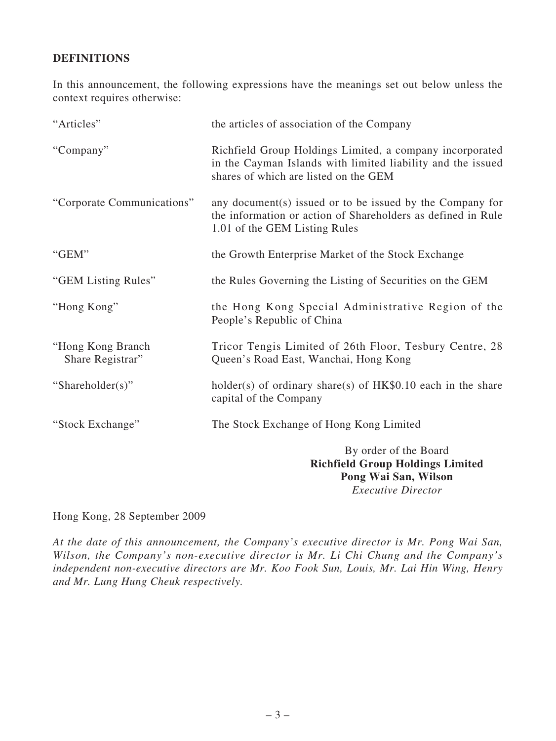## DEFINITIONS

In this announcement, the following expressions have the meanings set out below unless the context requires otherwise:

| | |
|---|---|
| "Articles" | the articles of association of the Company |
| "Company" | Richfield Group Holdings Limited, a company incorporated in the Cayman Islands with limited liability and the issued shares of which are listed on the GEM |
| "Corporate Communications" | any document(s) issued or to be issued by the Company for the information or action of Shareholders as defined in Rule 1.01 of the GEM Listing Rules |
| "GEM" | the Growth Enterprise Market of the Stock Exchange |
| "GEM Listing Rules" | the Rules Governing the Listing of Securities on the GEM |
| "Hong Kong" | the Hong Kong Special Administrative Region of the People's Republic of China |
| "Hong Kong Branch Share Registrar" | Tricor Tengis Limited of 26th Floor, Tesbury Centre, 28 Queen's Road East, Wanchai, Hong Kong |
| "Shareholder(s)" | holder(s) of ordinary share(s) of HK$0.10 each in the share capital of the Company |
| "Stock Exchange" | The Stock Exchange of Hong Kong Limited |

By order of the Board
**Richfield Group Holdings Limited**
**Pong Wai San, Wilson**
*Executive Director*

Hong Kong, 28 September 2009

*At the date of this announcement, the Company's executive director is Mr. Pong Wai San, Wilson, the Company's non-executive director is Mr. Li Chi Chung and the Company's independent non-executive directors are Mr. Koo Fook Sun, Louis, Mr. Lai Hin Wing, Henry and Mr. Lung Hung Cheuk respectively.*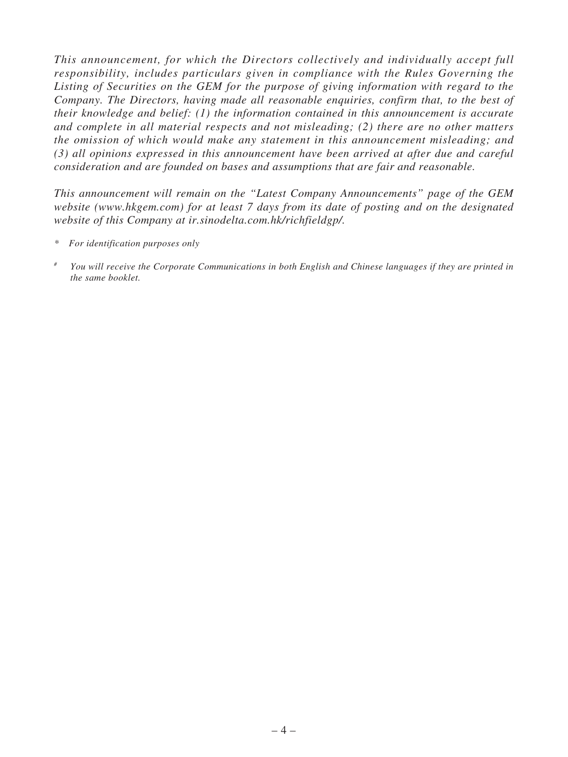*This announcement, for which the Directors collectively and individually accept full responsibility, includes particulars given in compliance with the Rules Governing the Listing of Securities on the GEM for the purpose of giving information with regard to the Company. The Directors, having made all reasonable enquiries, confirm that, to the best of their knowledge and belief: (1) the information contained in this announcement is accurate and complete in all material respects and not misleading; (2) there are no other matters the omission of which would make any statement in this announcement misleading; and (3) all opinions expressed in this announcement have been arrived at after due and careful consideration and are founded on bases and assumptions that are fair and reasonable.*

*This announcement will remain on the "Latest Company Announcements" page of the GEM website (www.hkgem.com) for at least 7 days from its date of posting and on the designated website of this Company at ir.sinodelta.com.hk/richfieldgp/.*

\* *For identification purposes only*

# *You will receive the Corporate Communications in both English and Chinese languages if they are printed in the same booklet.*